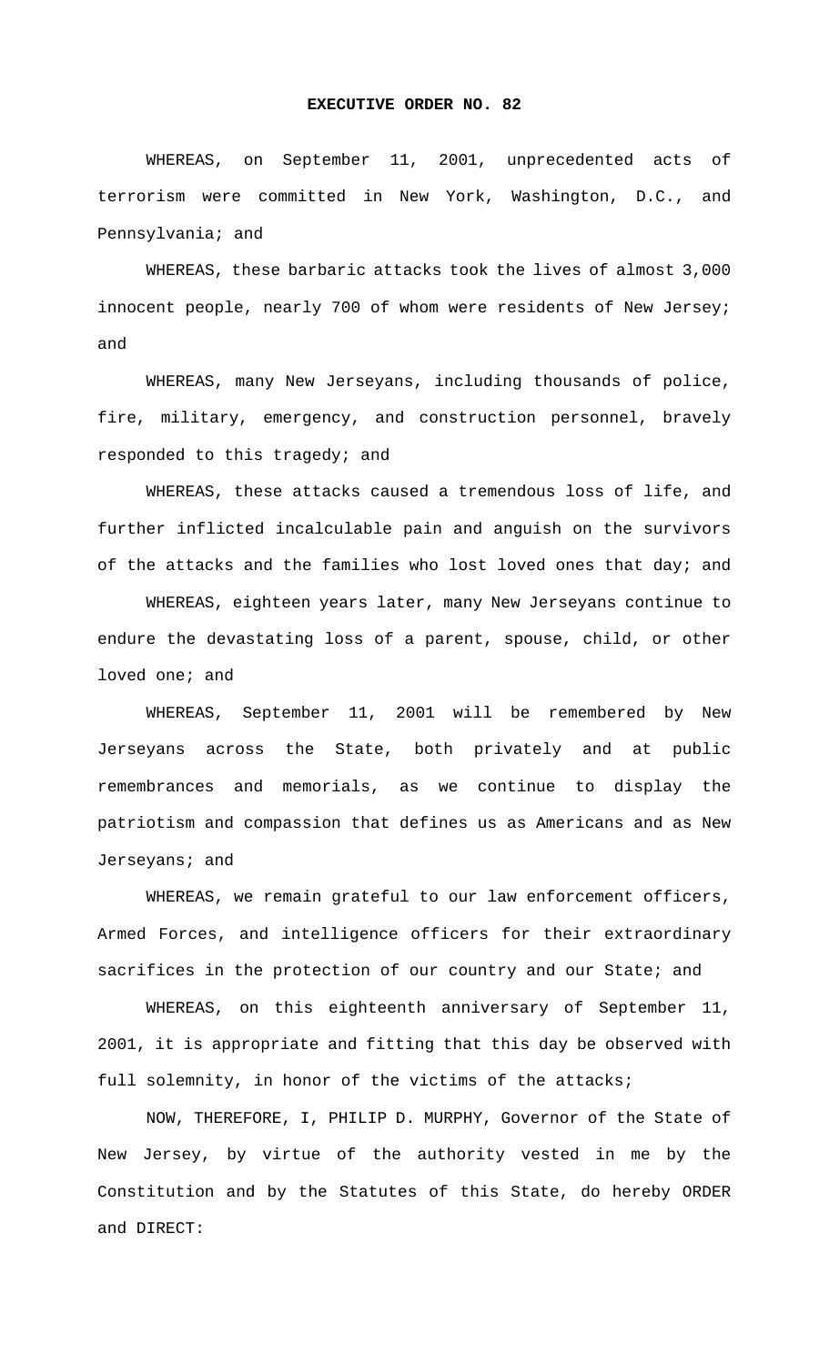# EXECUTIVE ORDER NO. 82

WHEREAS, on September 11, 2001, unprecedented acts of terrorism were committed in New York, Washington, D.C., and Pennsylvania; and

WHEREAS, these barbaric attacks took the lives of almost 3,000 innocent people, nearly 700 of whom were residents of New Jersey; and

WHEREAS, many New Jerseyans, including thousands of police, fire, military, emergency, and construction personnel, bravely responded to this tragedy; and

WHEREAS, these attacks caused a tremendous loss of life, and further inflicted incalculable pain and anguish on the survivors of the attacks and the families who lost loved ones that day; and

WHEREAS, eighteen years later, many New Jerseyans continue to endure the devastating loss of a parent, spouse, child, or other loved one; and

WHEREAS, September 11, 2001 will be remembered by New Jerseyans across the State, both privately and at public remembrances and memorials, as we continue to display the patriotism and compassion that defines us as Americans and as New Jerseyans; and

WHEREAS, we remain grateful to our law enforcement officers, Armed Forces, and intelligence officers for their extraordinary sacrifices in the protection of our country and our State; and

WHEREAS, on this eighteenth anniversary of September 11, 2001, it is appropriate and fitting that this day be observed with full solemnity, in honor of the victims of the attacks;

NOW, THEREFORE, I, PHILIP D. MURPHY, Governor of the State of New Jersey, by virtue of the authority vested in me by the Constitution and by the Statutes of this State, do hereby ORDER and DIRECT: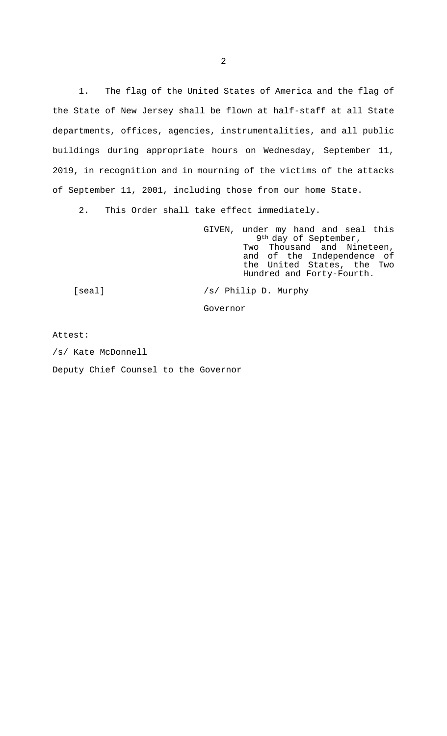1. The flag of the United States of America and the flag of the State of New Jersey shall be flown at half-staff at all State departments, offices, agencies, instrumentalities, and all public buildings during appropriate hours on Wednesday, September 11, 2019, in recognition and in mourning of the victims of the attacks of September 11, 2001, including those from our home State.

2. This Order shall take effect immediately.

GIVEN, under my hand and seal this 9th day of September, Two Thousand and Nineteen, and of the Independence of the United States, the Two Hundred and Forty-Fourth.

[seal]

/s/ Philip D. Murphy

Governor

Attest:

/s/ Kate McDonnell

Deputy Chief Counsel to the Governor